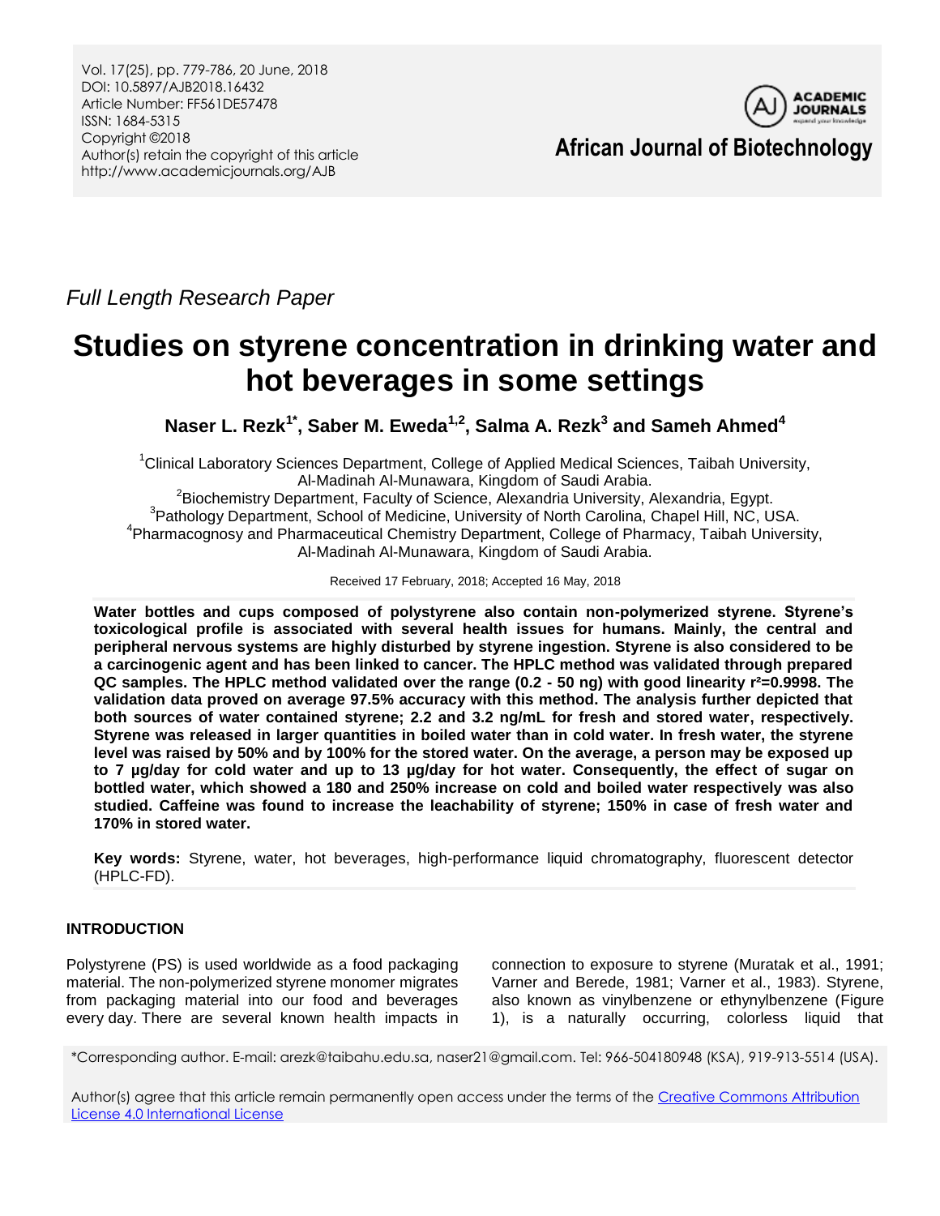Vol. 17(25), pp. 779-786, 20 June, 2018
DOI: 10.5897/AJB2018.16432
Article Number: FF561DE57478
ISSN: 1684-5315
Copyright ©2018
Author(s) retain the copyright of this article
http://www.academicjournals.org/AJB

**African Journal of Biotechnology**

*Full Length Research Paper*

# Studies on styrene concentration in drinking water and hot beverages in some settings

**Naser L. Rezk[1*], Saber M. Eweda[1,2], Salma A. Rezk[3] and Sameh Ahmed[4]**

[1]Clinical Laboratory Sciences Department, College of Applied Medical Sciences, Taibah University, Al-Madinah Al-Munawara, Kingdom of Saudi Arabia.
[2]Biochemistry Department, Faculty of Science, Alexandria University, Alexandria, Egypt.
[3]Pathology Department, School of Medicine, University of North Carolina, Chapel Hill, NC, USA.
[4]Pharmacognosy and Pharmaceutical Chemistry Department, College of Pharmacy, Taibah University, Al-Madinah Al-Munawara, Kingdom of Saudi Arabia.

Received 17 February, 2018; Accepted 16 May, 2018

**Water bottles and cups composed of polystyrene also contain non-polymerized styrene. Styrene's toxicological profile is associated with several health issues for humans. Mainly, the central and peripheral nervous systems are highly disturbed by styrene ingestion. Styrene is also considered to be a carcinogenic agent and has been linked to cancer. The HPLC method was validated through prepared QC samples. The HPLC method validated over the range (0.2 - 50 ng) with good linearity $r^2$=0.9998. The validation data proved on average 97.5% accuracy with this method. The analysis further depicted that both sources of water contained styrene; 2.2 and 3.2 ng/mL for fresh and stored water, respectively. Styrene was released in larger quantities in boiled water than in cold water. In fresh water, the styrene level was raised by 50% and by 100% for the stored water. On the average, a person may be exposed up to 7 µg/day for cold water and up to 13 µg/day for hot water. Consequently, the effect of sugar on bottled water, which showed a 180 and 250% increase on cold and boiled water respectively was also studied. Caffeine was found to increase the leachability of styrene; 150% in case of fresh water and 170% in stored water.**

**Key words:** Styrene, water, hot beverages, high-performance liquid chromatography, fluorescent detector (HPLC-FD).

## INTRODUCTION

Polystyrene (PS) is used worldwide as a food packaging material. The non-polymerized styrene monomer migrates from packaging material into our food and beverages every day. There are several known health impacts in connection to exposure to styrene (Muratak et al., 1991; Varner and Berede, 1981; Varner et al., 1983). Styrene, also known as vinylbenzene or ethynylbenzene (Figure 1), is a naturally occurring, colorless liquid that

*Corresponding author. E-mail: arezk@taibahu.edu.sa, naser21@gmail.com. Tel: 966-504180948 (KSA), 919-913-5514 (USA).

Author(s) agree that this article remain permanently open access under the terms of the Creative Commons Attribution License 4.0 International License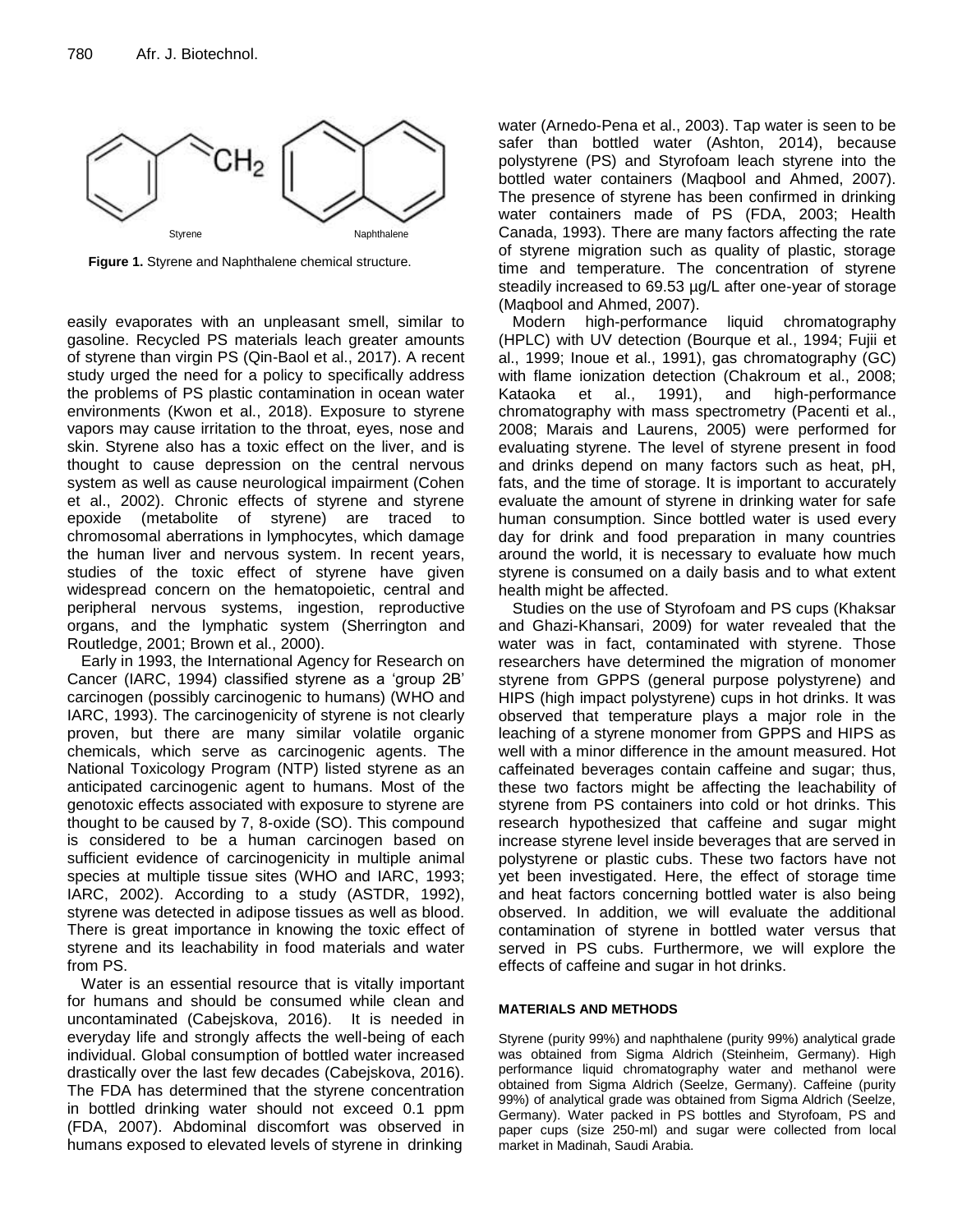Figure 1. Styrene and Naphthalene chemical structure.

easily evaporates with an unpleasant smell, similar to gasoline. Recycled PS materials leach greater amounts of styrene than virgin PS (Qin-Baol et al., 2017). A recent study urged the need for a policy to specifically address the problems of PS plastic contamination in ocean water environments (Kwon et al., 2018). Exposure to styrene vapors may cause irritation to the throat, eyes, nose and skin. Styrene also has a toxic effect on the liver, and is thought to cause depression on the central nervous system as well as cause neurological impairment (Cohen et al., 2002). Chronic effects of styrene and styrene epoxide (metabolite of styrene) are traced to chromosomal aberrations in lymphocytes, which damage the human liver and nervous system. In recent years, studies of the toxic effect of styrene have given widespread concern on the hematopoietic, central and peripheral nervous systems, ingestion, reproductive organs, and the lymphatic system (Sherrington and Routledge, 2001; Brown et al., 2000).

Early in 1993, the International Agency for Research on Cancer (IARC, 1994) classified styrene as a 'group 2B' carcinogen (possibly carcinogenic to humans) (WHO and IARC, 1993). The carcinogenicity of styrene is not clearly proven, but there are many similar volatile organic chemicals, which serve as carcinogenic agents. The National Toxicology Program (NTP) listed styrene as an anticipated carcinogenic agent to humans. Most of the genotoxic effects associated with exposure to styrene are thought to be caused by 7, 8-oxide (SO). This compound is considered to be a human carcinogen based on sufficient evidence of carcinogenicity in multiple animal species at multiple tissue sites (WHO and IARC, 1993; IARC, 2002). According to a study (ASTDR, 1992), styrene was detected in adipose tissues as well as blood. There is great importance in knowing the toxic effect of styrene and its leachability in food materials and water from PS.

Water is an essential resource that is vitally important for humans and should be consumed while clean and uncontaminated (Cabejskova, 2016). It is needed in everyday life and strongly affects the well-being of each individual. Global consumption of bottled water increased drastically over the last few decades (Cabejskova, 2016). The FDA has determined that the styrene concentration in bottled drinking water should not exceed 0.1 ppm (FDA, 2007). Abdominal discomfort was observed in humans exposed to elevated levels of styrene in drinking water (Arnedo-Pena et al., 2003). Tap water is seen to be safer than bottled water (Ashton, 2014), because polystyrene (PS) and Styrofoam leach styrene into the bottled water containers (Maqbool and Ahmed, 2007). The presence of styrene has been confirmed in drinking water containers made of PS (FDA, 2003; Health Canada, 1993). There are many factors affecting the rate of styrene migration such as quality of plastic, storage time and temperature. The concentration of styrene steadily increased to 69.53 µg/L after one-year of storage (Maqbool and Ahmed, 2007).

Modern high-performance liquid chromatography (HPLC) with UV detection (Bourque et al., 1994; Fujii et al., 1999; Inoue et al., 1991), gas chromatography (GC) with flame ionization detection (Chakroum et al., 2008; Kataoka et al., 1991), and high-performance chromatography with mass spectrometry (Pacenti et al., 2008; Marais and Laurens, 2005) were performed for evaluating styrene. The level of styrene present in food and drinks depend on many factors such as heat, pH, fats, and the time of storage. It is important to accurately evaluate the amount of styrene in drinking water for safe human consumption. Since bottled water is used every day for drink and food preparation in many countries around the world, it is necessary to evaluate how much styrene is consumed on a daily basis and to what extent health might be affected.

Studies on the use of Styrofoam and PS cups (Khaksar and Ghazi-Khansari, 2009) for water revealed that the water was in fact, contaminated with styrene. Those researchers have determined the migration of monomer styrene from GPPS (general purpose polystyrene) and HIPS (high impact polystyrene) cups in hot drinks. It was observed that temperature plays a major role in the leaching of a styrene monomer from GPPS and HIPS as well with a minor difference in the amount measured. Hot caffeinated beverages contain caffeine and sugar; thus, these two factors might be affecting the leachability of styrene from PS containers into cold or hot drinks. This research hypothesized that caffeine and sugar might increase styrene level inside beverages that are served in polystyrene or plastic cubs. These two factors have not yet been investigated. Here, the effect of storage time and heat factors concerning bottled water is also being observed. In addition, we will evaluate the additional contamination of styrene in bottled water versus that served in PS cubs. Furthermore, we will explore the effects of caffeine and sugar in hot drinks.

## MATERIALS AND METHODS

Styrene (purity 99%) and naphthalene (purity 99%) analytical grade was obtained from Sigma Aldrich (Steinheim, Germany). High performance liquid chromatography water and methanol were obtained from Sigma Aldrich (Seelze, Germany). Caffeine (purity 99%) of analytical grade was obtained from Sigma Aldrich (Seelze, Germany). Water packed in PS bottles and Styrofoam, PS and paper cups (size 250-ml) and sugar were collected from local market in Madinah, Saudi Arabia.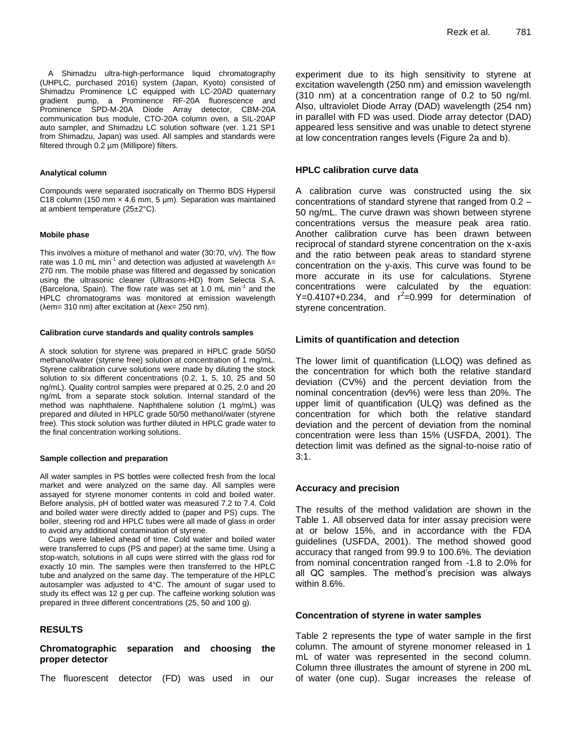A Shimadzu ultra-high-performance liquid chromatography (UHPLC, purchased 2016) system (Japan, Kyoto) consisted of Shimadzu Prominence LC equipped with LC-20AD quaternary gradient pump, a Prominence RF-20A fluorescence and Prominence SPD-M-20A Diode Array detector, CBM-20A communication bus module, CTO-20A column oven, a SIL-20AP auto sampler, and Shimadzu LC solution software (ver. 1.21 SP1 from Shimadzu, Japan) was used. All samples and standards were filtered through 0.2 µm (Millipore) filters.

#### Analytical column

Compounds were separated isocratically on Thermo BDS Hypersil C18 column (150 mm × 4.6 mm, 5 µm). Separation was maintained at ambient temperature (25±2°C).

#### Mobile phase

This involves a mixture of methanol and water (30:70, v/v). The flow rate was 1.0 mL min$^{-1}$ and detection was adjusted at wavelength λ= 270 nm. The mobile phase was filtered and degassed by sonication using the ultrasonic cleaner (Ultrasons-HD) from Selecta S.A. (Barcelona, Spain). The flow rate was set at 1.0 mL min$^{-1}$ and the HPLC chromatograms was monitored at emission wavelength (λem= 310 nm) after excitation at (λex= 250 nm).

#### Calibration curve standards and quality controls samples

A stock solution for styrene was prepared in HPLC grade 50/50 methanol/water (styrene free) solution at concentration of 1 mg/mL. Styrene calibration curve solutions were made by diluting the stock solution to six different concentrations (0.2, 1, 5, 10, 25 and 50 ng/mL). Quality control samples were prepared at 0.25, 2.0 and 20 ng/mL from a separate stock solution. Internal standard of the method was naphthalene. Naphthalene solution (1 mg/mL) was prepared and diluted in HPLC grade 50/50 methanol/water (styrene free). This stock solution was further diluted in HPLC grade water to the final concentration working solutions.

#### Sample collection and preparation

All water samples in PS bottles were collected fresh from the local market and were analyzed on the same day. All samples were assayed for styrene monomer contents in cold and boiled water. Before analysis, pH of bottled water was measured 7.2 to 7.4. Cold and boiled water were directly added to (paper and PS) cups. The boiler, steering rod and HPLC tubes were all made of glass in order to avoid any additional contamination of styrene.

Cups were labeled ahead of time. Cold water and boiled water were transferred to cups (PS and paper) at the same time. Using a stop-watch, solutions in all cups were stirred with the glass rod for exactly 10 min. The samples were then transferred to the HPLC tube and analyzed on the same day. The temperature of the HPLC autosampler was adjusted to 4°C. The amount of sugar used to study its effect was 12 g per cup. The caffeine working solution was prepared in three different concentrations (25, 50 and 100 g).

## RESULTS

### Chromatographic separation and choosing the proper detector

The fluorescent detector (FD) was used in our experiment due to its high sensitivity to styrene at excitation wavelength (250 nm) and emission wavelength (310 nm) at a concentration range of 0.2 to 50 ng/ml. Also, ultraviolet Diode Array (DAD) wavelength (254 nm) in parallel with FD was used. Diode array detector (DAD) appeared less sensitive and was unable to detect styrene at low concentration ranges levels (Figure 2a and b).

### HPLC calibration curve data

A calibration curve was constructed using the six concentrations of standard styrene that ranged from 0.2 – 50 ng/mL. The curve drawn was shown between styrene concentrations versus the measure peak area ratio. Another calibration curve has been drawn between reciprocal of standard styrene concentration on the x-axis and the ratio between peak areas to standard styrene concentration on the y-axis. This curve was found to be more accurate in its use for calculations. Styrene concentrations were calculated by the equation: Y=0.4107+0.234, and $r^2$=0.999 for determination of styrene concentration.

### Limits of quantification and detection

The lower limit of quantification (LLOQ) was defined as the concentration for which both the relative standard deviation (CV%) and the percent deviation from the nominal concentration (dev%) were less than 20%. The upper limit of quantification (ULQ) was defined as the concentration for which both the relative standard deviation and the percent of deviation from the nominal concentration were less than 15% (USFDA, 2001). The detection limit was defined as the signal-to-noise ratio of 3:1.

### Accuracy and precision

The results of the method validation are shown in the Table 1. All observed data for inter assay precision were at or below 15%, and in accordance with the FDA guidelines (USFDA, 2001). The method showed good accuracy that ranged from 99.9 to 100.6%. The deviation from nominal concentration ranged from -1.8 to 2.0% for all QC samples. The method's precision was always within 8.6%.

### Concentration of styrene in water samples

Table 2 represents the type of water sample in the first column. The amount of styrene monomer released in 1 mL of water was represented in the second column. Column three illustrates the amount of styrene in 200 mL of water (one cup). Sugar increases the release of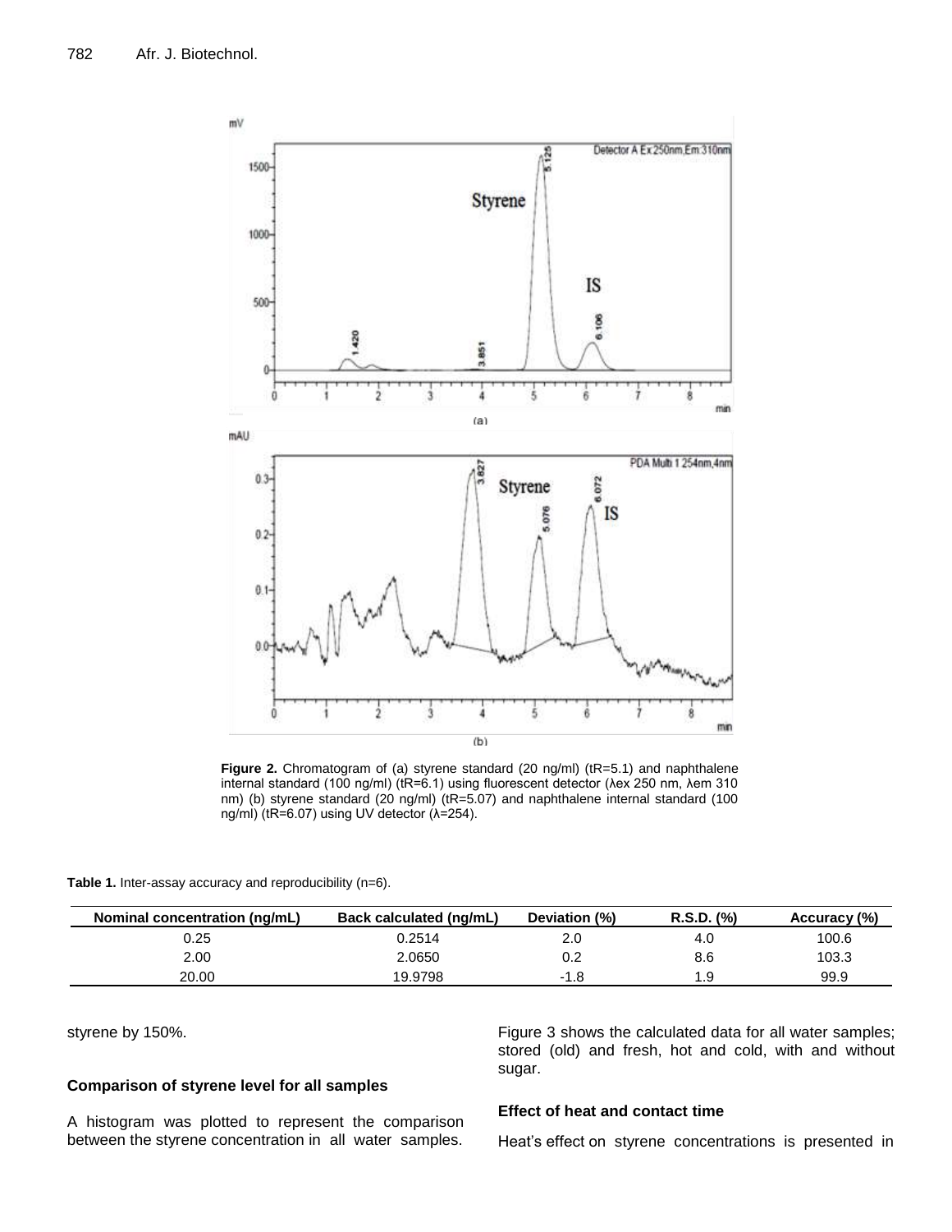**Figure 2.** Chromatogram of (a) styrene standard (20 ng/ml) (tR=5.1) and naphthalene internal standard (100 ng/ml) (tR=6.1) using fluorescent detector (λex 250 nm, λem 310 nm) (b) styrene standard (20 ng/ml) (tR=5.07) and naphthalene internal standard (100 ng/ml) (tR=6.07) using UV detector (λ=254).

**Table 1.** Inter-assay accuracy and reproducibility (n=6).

| Nominal concentration (ng/mL) | Back calculated (ng/mL) | Deviation (%) | R.S.D. (%) | Accuracy (%) |
|---|---|---|---|---|
| 0.25 | 0.2514 | 2.0 | 4.0 | 100.6 |
| 2.00 | 2.0650 | 0.2 | 8.6 | 103.3 |
| 20.00 | 19.9798 | -1.8 | 1.9 | 99.9 |

styrene by 150%.

### Comparison of styrene level for all samples

A histogram was plotted to represent the comparison between the styrene concentration in all water samples. Figure 3 shows the calculated data for all water samples; stored (old) and fresh, hot and cold, with and without sugar.

### Effect of heat and contact time

Heat's effect on styrene concentrations is presented in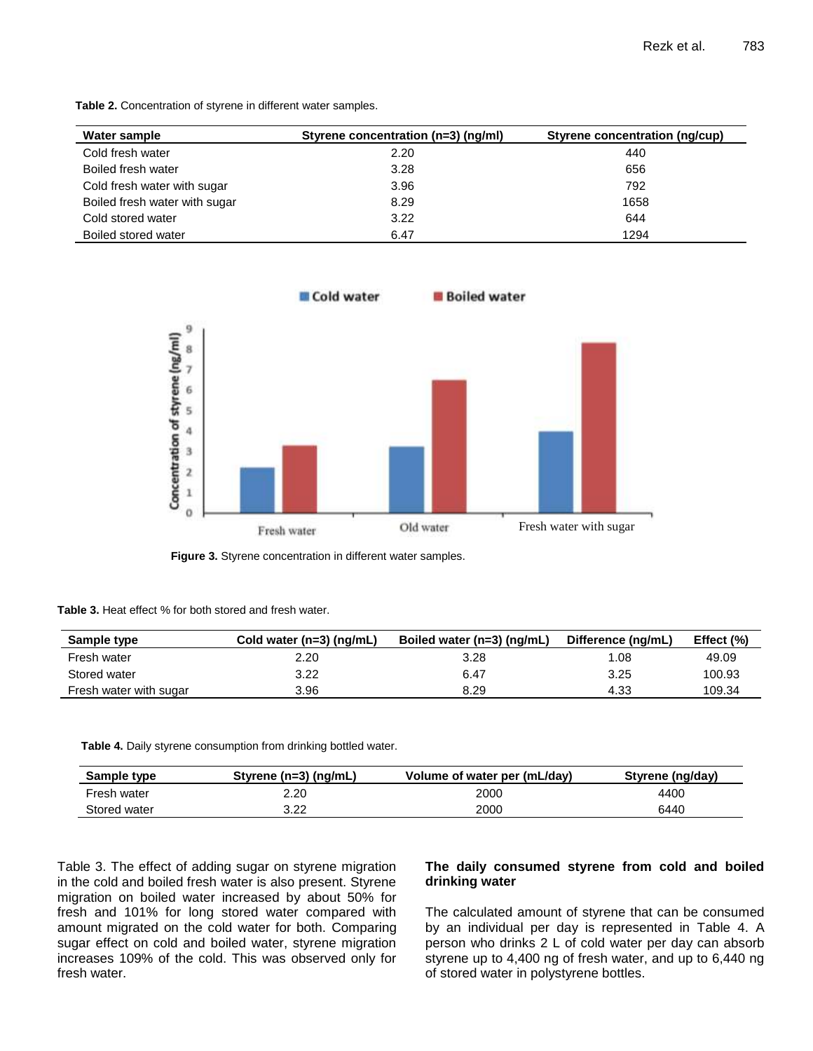**Table 2.** Concentration of styrene in different water samples.

| Water sample | Styrene concentration (n=3) (ng/ml) | Styrene concentration (ng/cup) |
|---|---|---|
| Cold fresh water | 2.20 | 440 |
| Boiled fresh water | 3.28 | 656 |
| Cold fresh water with sugar | 3.96 | 792 |
| Boiled fresh water with sugar | 8.29 | 1658 |
| Cold stored water | 3.22 | 644 |
| Boiled stored water | 6.47 | 1294 |

**Figure 3.** Styrene concentration in different water samples.

**Table 3.** Heat effect % for both stored and fresh water.

| Sample type | Cold water (n=3) (ng/mL) | Boiled water (n=3) (ng/mL) | Difference (ng/mL) | Effect (%) |
|---|---|---|---|---|
| Fresh water | 2.20 | 3.28 | 1.08 | 49.09 |
| Stored water | 3.22 | 6.47 | 3.25 | 100.93 |
| Fresh water with sugar | 3.96 | 8.29 | 4.33 | 109.34 |

**Table 4.** Daily styrene consumption from drinking bottled water.

| Sample type | Styrene (n=3) (ng/mL) | Volume of water per (mL/day) | Styrene (ng/day) |
|---|---|---|---|
| Fresh water | 2.20 | 2000 | 4400 |
| Stored water | 3.22 | 2000 | 6440 |

Table 3. The effect of adding sugar on styrene migration in the cold and boiled fresh water is also present. Styrene migration on boiled water increased by about 50% for fresh and 101% for long stored water compared with amount migrated on the cold water for both. Comparing sugar effect on cold and boiled water, styrene migration increases 109% of the cold. This was observed only for fresh water.

### The daily consumed styrene from cold and boiled drinking water

The calculated amount of styrene that can be consumed by an individual per day is represented in Table 4. A person who drinks 2 L of cold water per day can absorb styrene up to 4,400 ng of fresh water, and up to 6,440 ng of stored water in polystyrene bottles.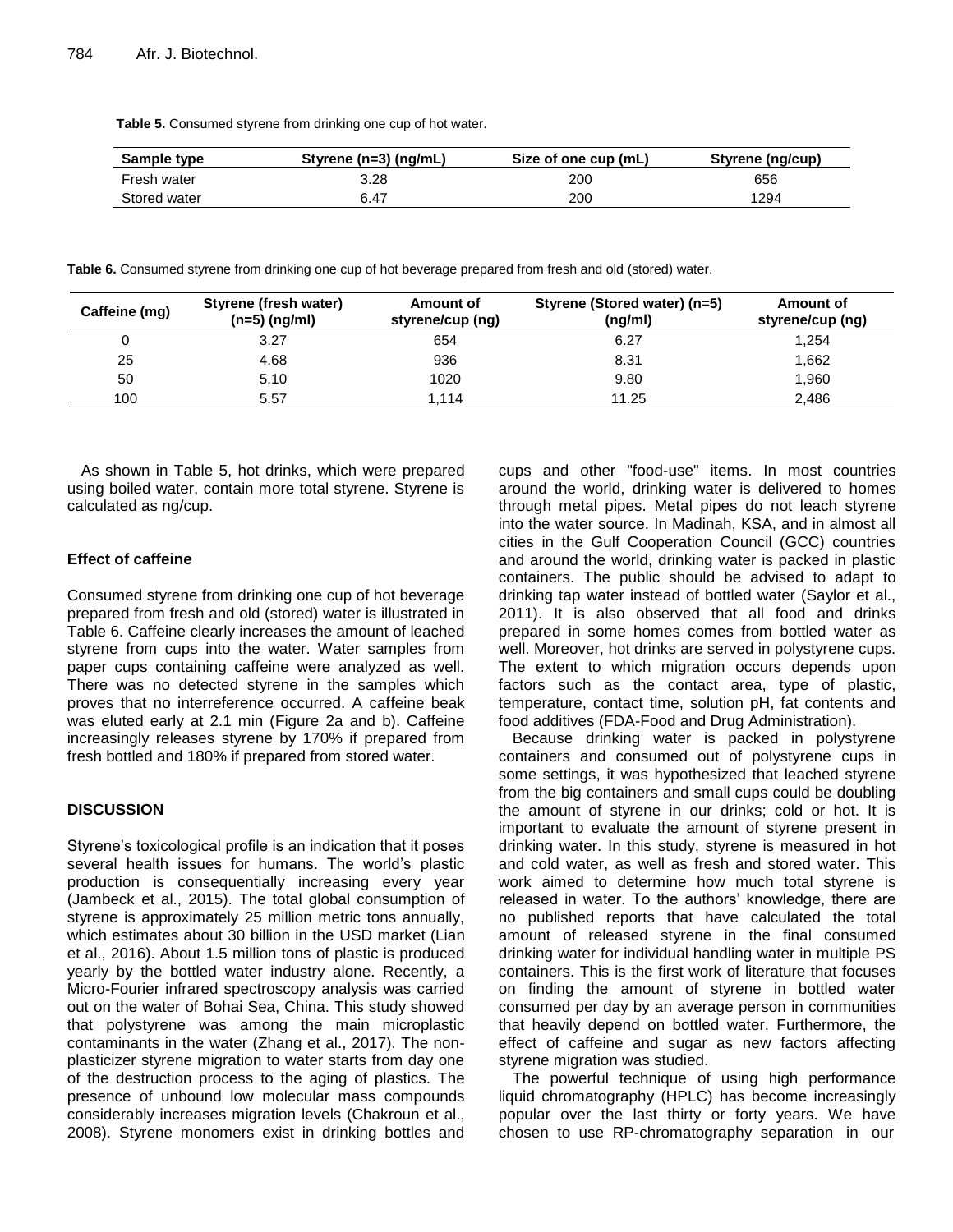**Table 5.** Consumed styrene from drinking one cup of hot water.

| Sample type | Styrene (n=3) (ng/mL) | Size of one cup (mL) | Styrene (ng/cup) |
|---|---|---|---|
| Fresh water | 3.28 | 200 | 656 |
| Stored water | 6.47 | 200 | 1294 |

**Table 6.** Consumed styrene from drinking one cup of hot beverage prepared from fresh and old (stored) water.

| Caffeine (mg) | Styrene (fresh water) (n=5) (ng/ml) | Amount of styrene/cup (ng) | Styrene (Stored water) (n=5) (ng/ml) | Amount of styrene/cup (ng) |
|---|---|---|---|---|
| 0 | 3.27 | 654 | 6.27 | 1,254 |
| 25 | 4.68 | 936 | 8.31 | 1,662 |
| 50 | 5.10 | 1020 | 9.80 | 1,960 |
| 100 | 5.57 | 1,114 | 11.25 | 2,486 |

As shown in Table 5, hot drinks, which were prepared using boiled water, contain more total styrene. Styrene is calculated as ng/cup.

### Effect of caffeine

Consumed styrene from drinking one cup of hot beverage prepared from fresh and old (stored) water is illustrated in Table 6. Caffeine clearly increases the amount of leached styrene from cups into the water. Water samples from paper cups containing caffeine were analyzed as well. There was no detected styrene in the samples which proves that no interreference occurred. A caffeine beak was eluted early at 2.1 min (Figure 2a and b). Caffeine increasingly releases styrene by 170% if prepared from fresh bottled and 180% if prepared from stored water.

## DISCUSSION

Styrene's toxicological profile is an indication that it poses several health issues for humans. The world's plastic production is consequentially increasing every year (Jambeck et al., 2015). The total global consumption of styrene is approximately 25 million metric tons annually, which estimates about 30 billion in the USD market (Lian et al., 2016). About 1.5 million tons of plastic is produced yearly by the bottled water industry alone. Recently, a Micro-Fourier infrared spectroscopy analysis was carried out on the water of Bohai Sea, China. This study showed that polystyrene was among the main microplastic contaminants in the water (Zhang et al., 2017). The non-plasticizer styrene migration to water starts from day one of the destruction process to the aging of plastics. The presence of unbound low molecular mass compounds considerably increases migration levels (Chakroun et al., 2008). Styrene monomers exist in drinking bottles and cups and other "food-use" items. In most countries around the world, drinking water is delivered to homes through metal pipes. Metal pipes do not leach styrene into the water source. In Madinah, KSA, and in almost all cities in the Gulf Cooperation Council (GCC) countries and around the world, drinking water is packed in plastic containers. The public should be advised to adapt to drinking tap water instead of bottled water (Saylor et al., 2011). It is also observed that all food and drinks prepared in some homes comes from bottled water as well. Moreover, hot drinks are served in polystyrene cups. The extent to which migration occurs depends upon factors such as the contact area, type of plastic, temperature, contact time, solution pH, fat contents and food additives (FDA-Food and Drug Administration).

Because drinking water is packed in polystyrene containers and consumed out of polystyrene cups in some settings, it was hypothesized that leached styrene from the big containers and small cups could be doubling the amount of styrene in our drinks; cold or hot. It is important to evaluate the amount of styrene present in drinking water. In this study, styrene is measured in hot and cold water, as well as fresh and stored water. This work aimed to determine how much total styrene is released in water. To the authors' knowledge, there are no published reports that have calculated the total amount of released styrene in the final consumed drinking water for individual handling water in multiple PS containers. This is the first work of literature that focuses on finding the amount of styrene in bottled water consumed per day by an average person in communities that heavily depend on bottled water. Furthermore, the effect of caffeine and sugar as new factors affecting styrene migration was studied.

The powerful technique of using high performance liquid chromatography (HPLC) has become increasingly popular over the last thirty or forty years. We have chosen to use RP-chromatography separation in our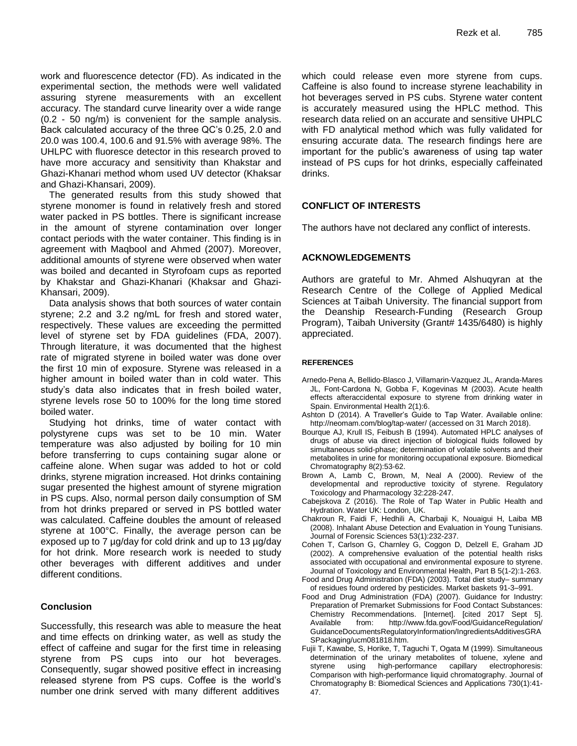work and fluorescence detector (FD). As indicated in the experimental section, the methods were well validated assuring styrene measurements with an excellent accuracy. The standard curve linearity over a wide range (0.2 - 50 ng/m) is convenient for the sample analysis. Back calculated accuracy of the three QC's 0.25, 2.0 and 20.0 was 100.4, 100.6 and 91.5% with average 98%. The UHLPC with fluoresce detector in this research proved to have more accuracy and sensitivity than Khakstar and Ghazi-Khanari method whom used UV detector (Khaksar and Ghazi-Khansari, 2009).

The generated results from this study showed that styrene monomer is found in relatively fresh and stored water packed in PS bottles. There is significant increase in the amount of styrene contamination over longer contact periods with the water container. This finding is in agreement with Maqbool and Ahmed (2007). Moreover, additional amounts of styrene were observed when water was boiled and decanted in Styrofoam cups as reported by Khakstar and Ghazi-Khanari (Khaksar and Ghazi-Khansari, 2009).

Data analysis shows that both sources of water contain styrene; 2.2 and 3.2 ng/mL for fresh and stored water, respectively. These values are exceeding the permitted level of styrene set by FDA guidelines (FDA, 2007). Through literature, it was documented that the highest rate of migrated styrene in boiled water was done over the first 10 min of exposure. Styrene was released in a higher amount in boiled water than in cold water. This study's data also indicates that in fresh boiled water, styrene levels rose 50 to 100% for the long time stored boiled water.

Studying hot drinks, time of water contact with polystyrene cups was set to be 10 min. Water temperature was also adjusted by boiling for 10 min before transferring to cups containing sugar alone or caffeine alone. When sugar was added to hot or cold drinks, styrene migration increased. Hot drinks containing sugar presented the highest amount of styrene migration in PS cups. Also, normal person daily consumption of SM from hot drinks prepared or served in PS bottled water was calculated. Caffeine doubles the amount of released styrene at 100°C. Finally, the average person can be exposed up to 7 µg/day for cold drink and up to 13 µg/day for hot drink. More research work is needed to study other beverages with different additives and under different conditions.

## Conclusion

Successfully, this research was able to measure the heat and time effects on drinking water, as well as study the effect of caffeine and sugar for the first time in releasing styrene from PS cups into our hot beverages. Consequently, sugar showed positive effect in increasing released styrene from PS cups. Coffee is the world's number one drink served with many different additives which could release even more styrene from cups. Caffeine is also found to increase styrene leachability in hot beverages served in PS cubs. Styrene water content is accurately measured using the HPLC method. This research data relied on an accurate and sensitive UHPLC with FD analytical method which was fully validated for ensuring accurate data. The research findings here are important for the public's awareness of using tap water instead of PS cups for hot drinks, especially caffeinated drinks.

## CONFLICT OF INTERESTS

The authors have not declared any conflict of interests.

## ACKNOWLEDGEMENTS

Authors are grateful to Mr. Ahmed Alshuqyran at the Research Centre of the College of Applied Medical Sciences at Taibah University. The financial support from the Deanship Research-Funding (Research Group Program), Taibah University (Grant# 1435/6480) is highly appreciated.

## REFERENCES

Arnedo-Pena A, Bellido-Blasco J, Villamarin-Vazquez JL, Aranda-Mares JL, Font-Cardona N, Gobba F, Kogevinas M (2003). Acute health effects afteraccidental exposure to styrene from drinking water in Spain. Environmental Health 2(1):6.

Ashton D (2014). A Traveller's Guide to Tap Water. Available online: http://neomam.com/blog/tap-water/ (accessed on 31 March 2018).

Bourque AJ, Krull IS, Feibush B (1994). Automated HPLC analyses of drugs of abuse via direct injection of biological fluids followed by simultaneous solid-phase; determination of volatile solvents and their metabolites in urine for monitoring occupational exposure. Biomedical Chromatography 8(2):53-62.

Brown A, Lamb C, Brown, M, Neal A (2000). Review of the developmental and reproductive toxicity of styrene. Regulatory Toxicology and Pharmacology 32:228-247.

Cabejskova Z (2016). The Role of Tap Water in Public Health and Hydration. Water UK: London, UK.

Chakroun R, Faidi F, Hedhili A, Charbaji K, Nouaigui H, Laiba MB (2008). Inhalant Abuse Detection and Evaluation in Young Tunisians. Journal of Forensic Sciences 53(1):232-237.

Cohen T, Carlson G, Charnley G, Coggon D, Delzell E, Graham JD (2002). A comprehensive evaluation of the potential health risks associated with occupational and environmental exposure to styrene. Journal of Toxicology and Environmental Health, Part B 5(1-2):1-263.

Food and Drug Administration (FDA) (2003). Total diet study– summary of residues found ordered by pesticides. Market baskets 91-3–991.

Food and Drug Administration (FDA) (2007). Guidance for Industry: Preparation of Premarket Submissions for Food Contact Substances: Chemistry Recommendations. [Internet]. [cited 2017 Sept 5]. Available from: http://www.fda.gov/Food/GuidanceRegulation/GuidanceDocumentsRegulatoryInformation/IngredientsAdditivesGRASPackaging/ucm081818.htm.

Fujii T, Kawabe, S, Horike, T, Taguchi T, Ogata M (1999). Simultaneous determination of the urinary metabolites of toluene, xylene and styrene using high-performance capillary electrophoresis: Comparison with high-performance liquid chromatography. Journal of Chromatography B: Biomedical Sciences and Applications 730(1):41-47.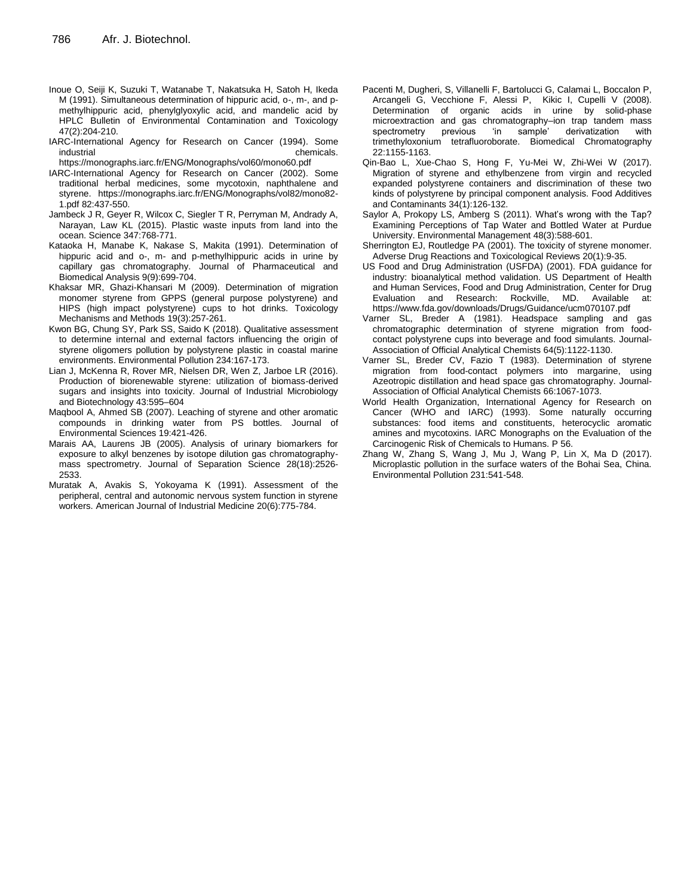Inoue O, Seiji K, Suzuki T, Watanabe T, Nakatsuka H, Satoh H, Ikeda M (1991). Simultaneous determination of hippuric acid, o-, m-, and p-methylhippuric acid, phenylglyoxylic acid, and mandelic acid by HPLC Bulletin of Environmental Contamination and Toxicology 47(2):204-210.

IARC-International Agency for Research on Cancer (1994). Some industrial chemicals. https://monographs.iarc.fr/ENG/Monographs/vol60/mono60.pdf

IARC-International Agency for Research on Cancer (2002). Some traditional herbal medicines, some mycotoxin, naphthalene and styrene. https://monographs.iarc.fr/ENG/Monographs/vol82/mono82-1.pdf 82:437-550.

Jambeck J R, Geyer R, Wilcox C, Siegler T R, Perryman M, Andrady A, Narayan, Law KL (2015). Plastic waste inputs from land into the ocean. Science 347:768-771.

Kataoka H, Manabe K, Nakase S, Makita (1991). Determination of hippuric acid and o-, m- and p-methylhippuric acids in urine by capillary gas chromatography. Journal of Pharmaceutical and Biomedical Analysis 9(9):699-704.

Khaksar MR, Ghazi-Khansari M (2009). Determination of migration monomer styrene from GPPS (general purpose polystyrene) and HIPS (high impact polystyrene) cups to hot drinks. Toxicology Mechanisms and Methods 19(3):257-261.

Kwon BG, Chung SY, Park SS, Saido K (2018). Qualitative assessment to determine internal and external factors influencing the origin of styrene oligomers pollution by polystyrene plastic in coastal marine environments. Environmental Pollution 234:167-173.

Lian J, McKenna R, Rover MR, Nielsen DR, Wen Z, Jarboe LR (2016). Production of biorenewable styrene: utilization of biomass-derived sugars and insights into toxicity. Journal of Industrial Microbiology and Biotechnology 43:595–604

Maqbool A, Ahmed SB (2007). Leaching of styrene and other aromatic compounds in drinking water from PS bottles. Journal of Environmental Sciences 19:421-426.

Marais AA, Laurens JB (2005). Analysis of urinary biomarkers for exposure to alkyl benzenes by isotope dilution gas chromatography-mass spectrometry. Journal of Separation Science 28(18):2526-2533.

Muratak A, Avakis S, Yokoyama K (1991). Assessment of the peripheral, central and autonomic nervous system function in styrene workers. American Journal of Industrial Medicine 20(6):775-784.

Pacenti M, Dugheri, S, Villanelli F, Bartolucci G, Calamai L, Boccalon P, Arcangeli G, Vecchione F, Alessi P, Kikic I, Cupelli V (2008). Determination of organic acids in urine by solid-phase microextraction and gas chromatography–ion trap tandem mass spectrometry previous 'in sample' derivatization with trimethyloxonium tetrafluoroborate. Biomedical Chromatography 22:1155-1163.

Qin-Bao L, Xue-Chao S, Hong F, Yu-Mei W, Zhi-Wei W (2017). Migration of styrene and ethylbenzene from virgin and recycled expanded polystyrene containers and discrimination of these two kinds of polystyrene by principal component analysis. Food Additives and Contaminants 34(1):126-132.

Saylor A, Prokopy LS, Amberg S (2011). What's wrong with the Tap? Examining Perceptions of Tap Water and Bottled Water at Purdue University. Environmental Management 48(3):588-601.

Sherrington EJ, Routledge PA (2001). The toxicity of styrene monomer. Adverse Drug Reactions and Toxicological Reviews 20(1):9-35.

US Food and Drug Administration (USFDA) (2001). FDA guidance for industry: bioanalytical method validation. US Department of Health and Human Services, Food and Drug Administration, Center for Drug Evaluation and Research: Rockville, MD. Available at: https://www.fda.gov/downloads/Drugs/Guidance/ucm070107.pdf

Varner SL, Breder A (1981). Headspace sampling and gas chromatographic determination of styrene migration from food-contact polystyrene cups into beverage and food simulants. Journal-Association of Official Analytical Chemists 64(5):1122-1130.

Varner SL, Breder CV, Fazio T (1983). Determination of styrene migration from food-contact polymers into margarine, using Azeotropic distillation and head space gas chromatography. Journal-Association of Official Analytical Chemists 66:1067-1073.

World Health Organization, International Agency for Research on Cancer (WHO and IARC) (1993). Some naturally occurring substances: food items and constituents, heterocyclic aromatic amines and mycotoxins. IARC Monographs on the Evaluation of the Carcinogenic Risk of Chemicals to Humans. P 56.

Zhang W, Zhang S, Wang J, Mu J, Wang P, Lin X, Ma D (2017). Microplastic pollution in the surface waters of the Bohai Sea, China. Environmental Pollution 231:541-548.